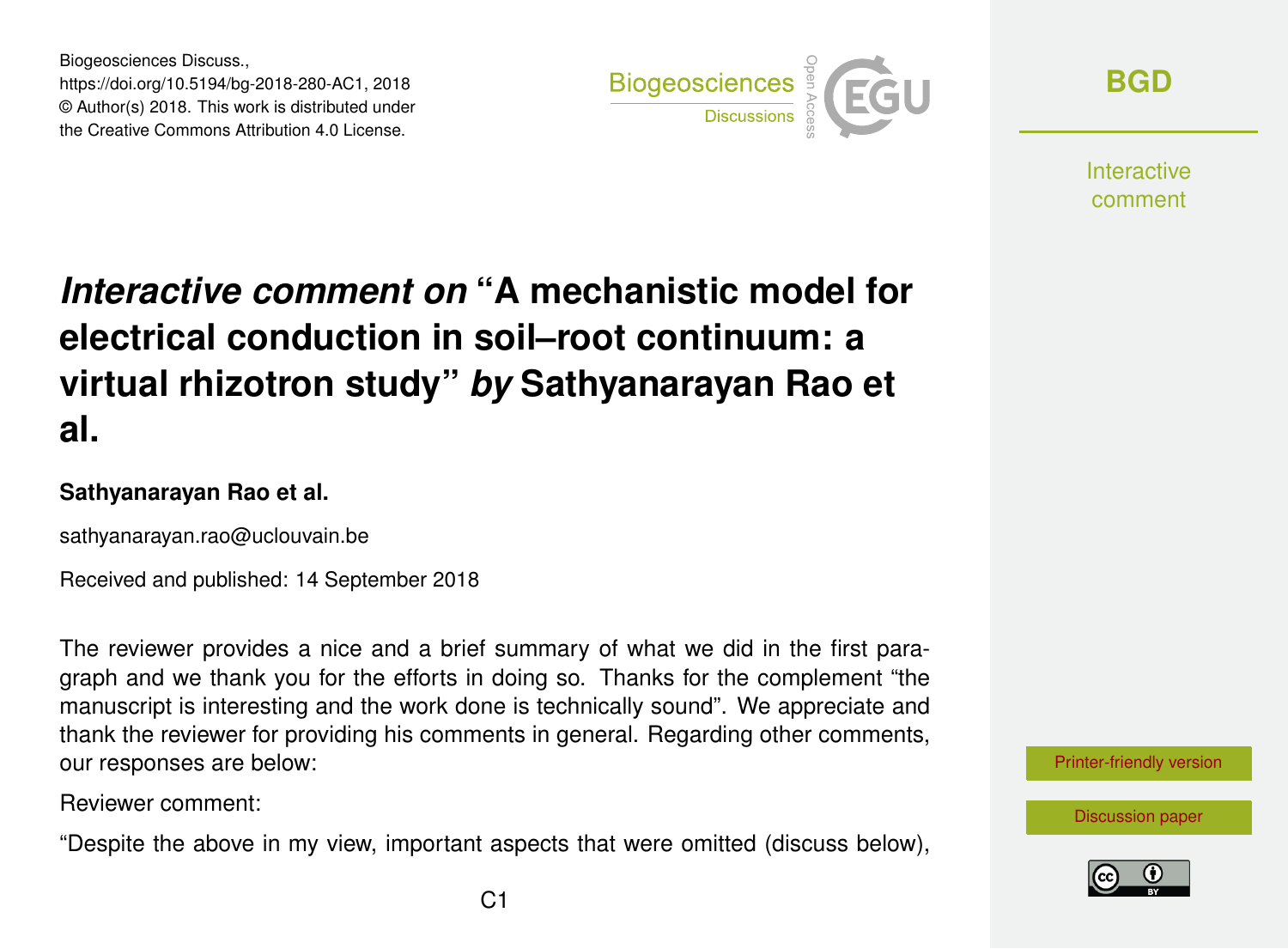Biogeosciences Discuss.,
https://doi.org/10.5194/bg-2018-280-AC1, 2018
© Author(s) 2018. This work is distributed under
the Creative Commons Attribution 4.0 License.

# *Interactive comment on* "A mechanistic model for electrical conduction in soil–root continuum: a virtual rhizotron study" *by* Sathyanarayan Rao et al.

**Sathyanarayan Rao et al.**

sathyanarayan.rao@uclouvain.be

Received and published: 14 September 2018

The reviewer provides a nice and a brief summary of what we did in the first paragraph and we thank you for the efforts in doing so. Thanks for the complement "the manuscript is interesting and the work done is technically sound". We appreciate and thank the reviewer for providing his comments in general. Regarding other comments, our responses are below:

Reviewer comment:

"Despite the above in my view, important aspects that were omitted (discuss below),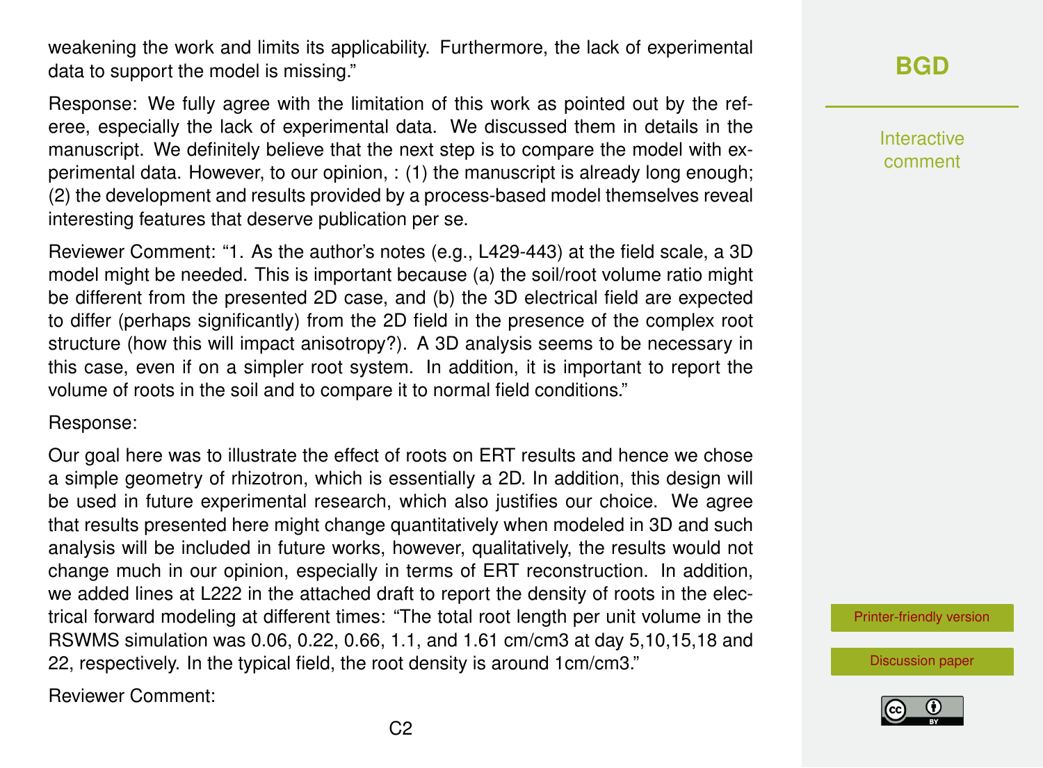weakening the work and limits its applicability. Furthermore, the lack of experimental data to support the model is missing."

Response: We fully agree with the limitation of this work as pointed out by the referee, especially the lack of experimental data. We discussed them in details in the manuscript. We definitely believe that the next step is to compare the model with experimental data. However, to our opinion, : (1) the manuscript is already long enough; (2) the development and results provided by a process-based model themselves reveal interesting features that deserve publication per se.

Reviewer Comment: "1. As the author's notes (e.g., L429-443) at the field scale, a 3D model might be needed. This is important because (a) the soil/root volume ratio might be different from the presented 2D case, and (b) the 3D electrical field are expected to differ (perhaps significantly) from the 2D field in the presence of the complex root structure (how this will impact anisotropy?). A 3D analysis seems to be necessary in this case, even if on a simpler root system. In addition, it is important to report the volume of roots in the soil and to compare it to normal field conditions."

Response:

Our goal here was to illustrate the effect of roots on ERT results and hence we chose a simple geometry of rhizotron, which is essentially a 2D. In addition, this design will be used in future experimental research, which also justifies our choice. We agree that results presented here might change quantitatively when modeled in 3D and such analysis will be included in future works, however, qualitatively, the results would not change much in our opinion, especially in terms of ERT reconstruction. In addition, we added lines at L222 in the attached draft to report the density of roots in the electrical forward modeling at different times: "The total root length per unit volume in the RSWMS simulation was 0.06, 0.22, 0.66, 1.1, and 1.61 cm/cm3 at day 5,10,15,18 and 22, respectively. In the typical field, the root density is around 1cm/cm3."

Reviewer Comment: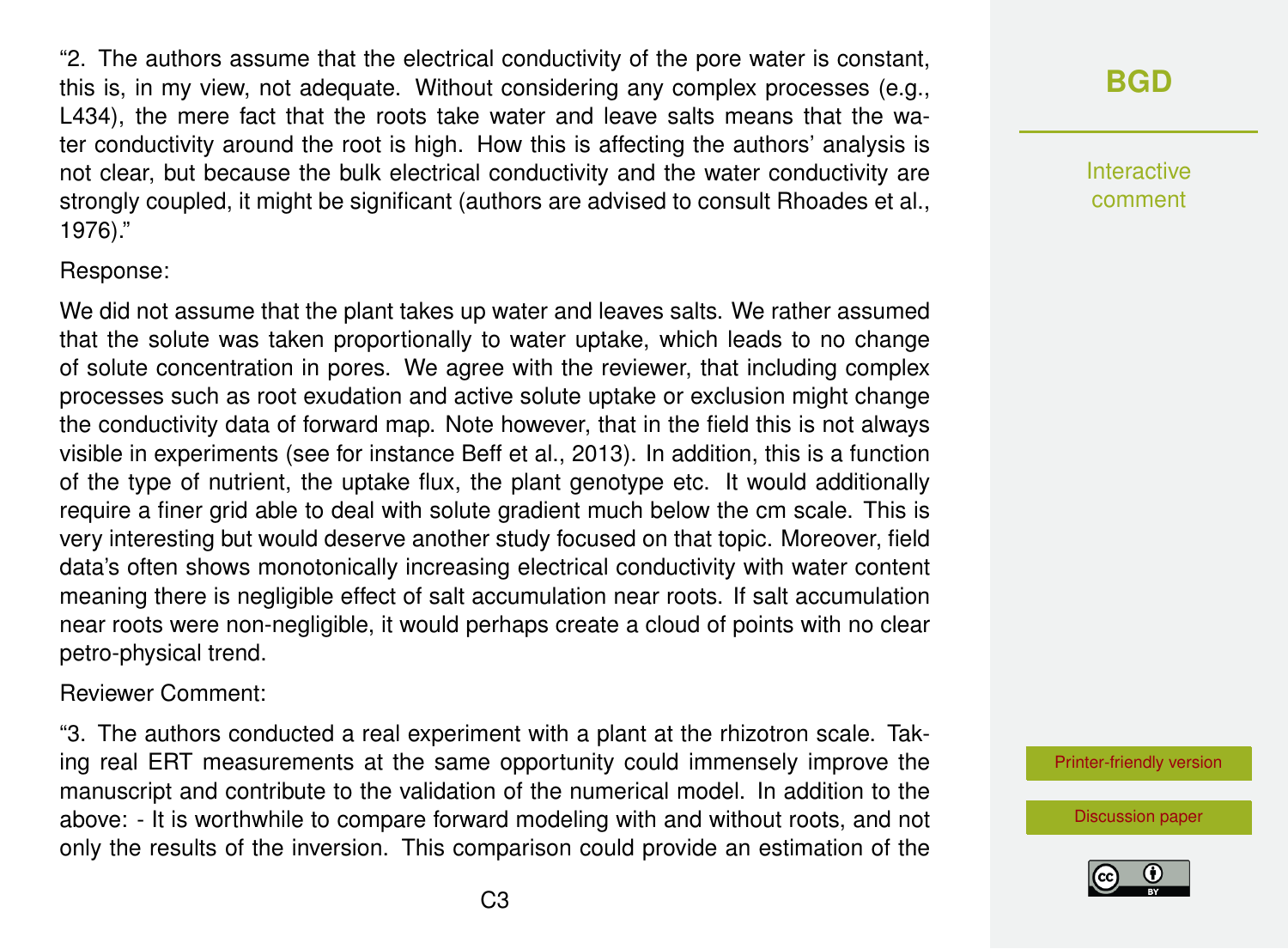"2. The authors assume that the electrical conductivity of the pore water is constant, this is, in my view, not adequate. Without considering any complex processes (e.g., L434), the mere fact that the roots take water and leave salts means that the water conductivity around the root is high. How this is affecting the authors' analysis is not clear, but because the bulk electrical conductivity and the water conductivity are strongly coupled, it might be significant (authors are advised to consult Rhoades et al., 1976)."

Response:

We did not assume that the plant takes up water and leaves salts. We rather assumed that the solute was taken proportionally to water uptake, which leads to no change of solute concentration in pores. We agree with the reviewer, that including complex processes such as root exudation and active solute uptake or exclusion might change the conductivity data of forward map. Note however, that in the field this is not always visible in experiments (see for instance Beff et al., 2013). In addition, this is a function of the type of nutrient, the uptake flux, the plant genotype etc. It would additionally require a finer grid able to deal with solute gradient much below the cm scale. This is very interesting but would deserve another study focused on that topic. Moreover, field data's often shows monotonically increasing electrical conductivity with water content meaning there is negligible effect of salt accumulation near roots. If salt accumulation near roots were non-negligible, it would perhaps create a cloud of points with no clear petro-physical trend.

Reviewer Comment:

"3. The authors conducted a real experiment with a plant at the rhizotron scale. Taking real ERT measurements at the same opportunity could immensely improve the manuscript and contribute to the validation of the numerical model. In addition to the above: - It is worthwhile to compare forward modeling with and without roots, and not only the results of the inversion. This comparison could provide an estimation of the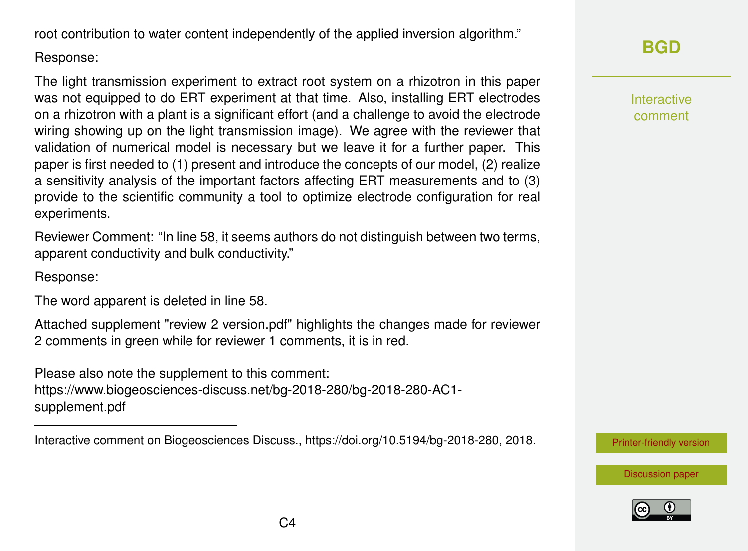root contribution to water content independently of the applied inversion algorithm."

Response:

The light transmission experiment to extract root system on a rhizotron in this paper was not equipped to do ERT experiment at that time. Also, installing ERT electrodes on a rhizotron with a plant is a significant effort (and a challenge to avoid the electrode wiring showing up on the light transmission image). We agree with the reviewer that validation of numerical model is necessary but we leave it for a further paper. This paper is first needed to (1) present and introduce the concepts of our model, (2) realize a sensitivity analysis of the important factors affecting ERT measurements and to (3) provide to the scientific community a tool to optimize electrode configuration for real experiments.

Reviewer Comment: "In line 58, it seems authors do not distinguish between two terms, apparent conductivity and bulk conductivity."

Response:

The word apparent is deleted in line 58.

Attached supplement "review 2 version.pdf" highlights the changes made for reviewer 2 comments in green while for reviewer 1 comments, it is in red.

Please also note the supplement to this comment:
https://www.biogeosciences-discuss.net/bg-2018-280/bg-2018-280-AC1-supplement.pdf

---

Interactive comment on Biogeosciences Discuss., https://doi.org/10.5194/bg-2018-280, 2018.